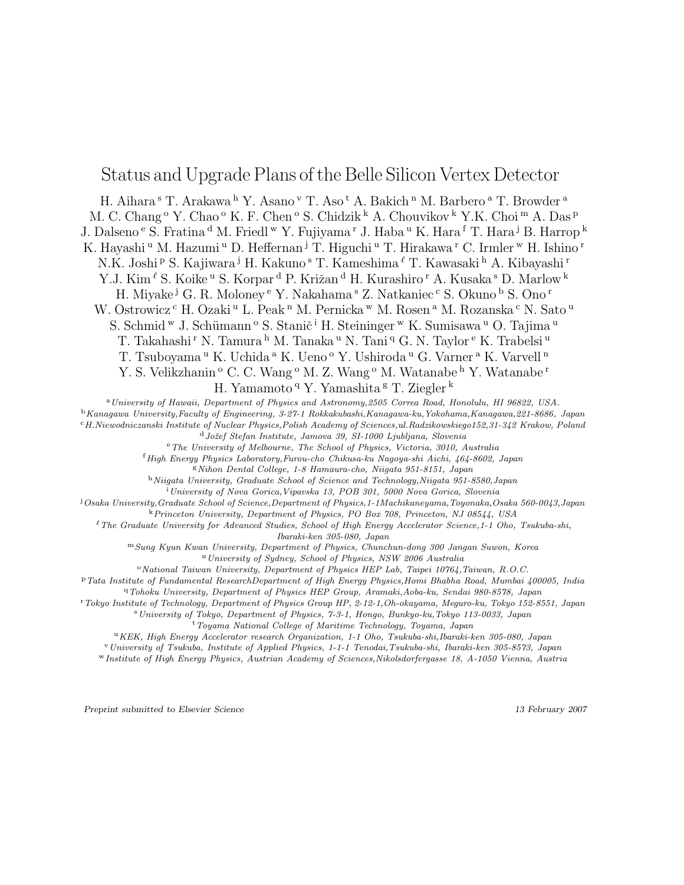# Status and Upgrade Plans of the Belle Silicon Vertex Detector

H. Aihara [s] T. Arakawa [h] Y. Asano [v] T. Aso [t] A. Bakich [n] M. Barbero [a] T. Browder [a] M. C. Chang [o] Y. Chao [o] K. F. Chen [o] S. Chidzik [k] A. Chouvikov [k] Y.K. Choi [m] A. Das [p] J. Dalseno [e] S. Fratina [d] M. Friedl [w] Y. Fujiyama [r] J. Haba [u] K. Hara [f] T. Hara [j] B. Harrop [k] K. Hayashi [u] M. Hazumi [u] D. Heffernan [j] T. Higuchi [u] T. Hirakawa [r] C. Irmler [w] H. Ishino [r] N.K. Joshi [p] S. Kajiwara [j] H. Kakuno [s] T. Kameshima [ℓ] T. Kawasaki [h] A. Kibayashi [r] Y.J. Kim [ℓ] S. Koike [u] S. Korpar [d] P. Križan [d] H. Kurashiro [r] A. Kusaka [s] D. Marlow [k] H. Miyake [j] G. R. Moloney [e] Y. Nakahama [s] Z. Natkaniec [c] S. Okuno [b] S. Ono [r] W. Ostrowicz [c] H. Ozaki [u] L. Peak [n] M. Pernicka [w] M. Rosen [a] M. Rozanska [c] N. Sato [u] S. Schmid [w] J. Schümann [o] S. Stanič [i] H. Steininger [w] K. Sumisawa [u] O. Tajima [u] T. Takahashi [r] N. Tamura [h] M. Tanaka [u] N. Tani [q] G. N. Taylor [e] K. Trabelsi [u] T. Tsuboyama [u] K. Uchida [a] K. Ueno [o] Y. Ushiroda [u] G. Varner [a] K. Varvell [n] Y. S. Velikzhanin [o] C. C. Wang [o] M. Z. Wang [o] M. Watanabe [h] Y. Watanabe [r] H. Yamamoto [q] Y. Yamashita [g] T. Ziegler [k]

[a] *University of Hawaii, Department of Physics and Astronomy,2505 Correa Road, Honolulu, HI 96822, USA.*
[b] *Kanagawa University,Faculty of Engineering, 3-27-1 Rokkakubashi,Kanagawa-ku,Yokohama,Kanagawa,221-8686, Japan*
[c] *H.Niewodniczanski Institute of Nuclear Physics,Polish Academy of Sciences,ul.Radzikowskiego152,31-342 Krakow, Poland*
[d] *Jožef Stefan Institute, Jamova 39, SI-1000 Ljubljana, Slovenia*
[e] *The University of Melbourne, The School of Physics, Victoria, 3010, Australia*
[f] *High Energy Physics Laboratory,Furou-cho Chikusa-ku Nagoya-shi Aichi, 464-8602, Japan*
[g] *Nihon Dental College, 1-8 Hamaura-cho, Niigata 951-8151, Japan*
[h] *Niigata University, Graduate School of Science and Technology,Niigata 951-8580,Japan*
[i] *University of Nova Gorica,Vipavska 13, POB 301, 5000 Nova Gorica, Slovenia*
[j] *Osaka University,Graduate School of Science,Department of Physics,1-1Machikaneyama,Toyonaka,Osaka 560-0043,Japan*
[k] *Princeton University, Department of Physics, PO Box 708, Princeton, NJ 08544, USA*
[ℓ] *The Graduate University for Advanced Studies, School of High Energy Accelerator Science,1-1 Oho, Tsukuba-shi, Ibaraki-ken 305-080, Japan*
[m] *Sung Kyun Kwan University, Department of Physics, Chunchun-dong 300 Jangan Suwon, Korea*
[n] *University of Sydney, School of Physics, NSW 2006 Australia*
[o] *National Taiwan University, Department of Physics HEP Lab, Taipei 10764,Taiwan, R.O.C.*
[p] *Tata Institute of Fundamental ResearchDepartment of High Energy Physics,Homi Bhabha Road, Mumbai 400005, India*
[q] *Tohoku University, Department of Physics HEP Group, Aramaki,Aoba-ku, Sendai 980-8578, Japan*
[r] *Tokyo Institute of Technology, Department of Physics Group HP, 2-12-1,Oh-okayama, Meguro-ku, Tokyo 152-8551, Japan*
[s] *University of Tokyo, Department of Physics, 7-3-1, Hongo, Bunkyo-ku,Tokyo 113-0033, Japan*
[t] *Toyama National College of Maritime Technology, Toyama, Japan*
[u] *KEK, High Energy Accelerator research Organization, 1-1 Oho, Tsukuba-shi,Ibaraki-ken 305-080, Japan*
[v] *University of Tsukuba, Institute of Applied Physics, 1-1-1 Tenodai,Tsukuba-shi, Ibaraki-ken 305-8573, Japan*
[w] *Institute of High Energy Physics, Austrian Academy of Sciences,Nikolsdorfergasse 18, A-1050 Vienna, Austria*

*Preprint submitted to Elsevier Science* — *13 February 2007*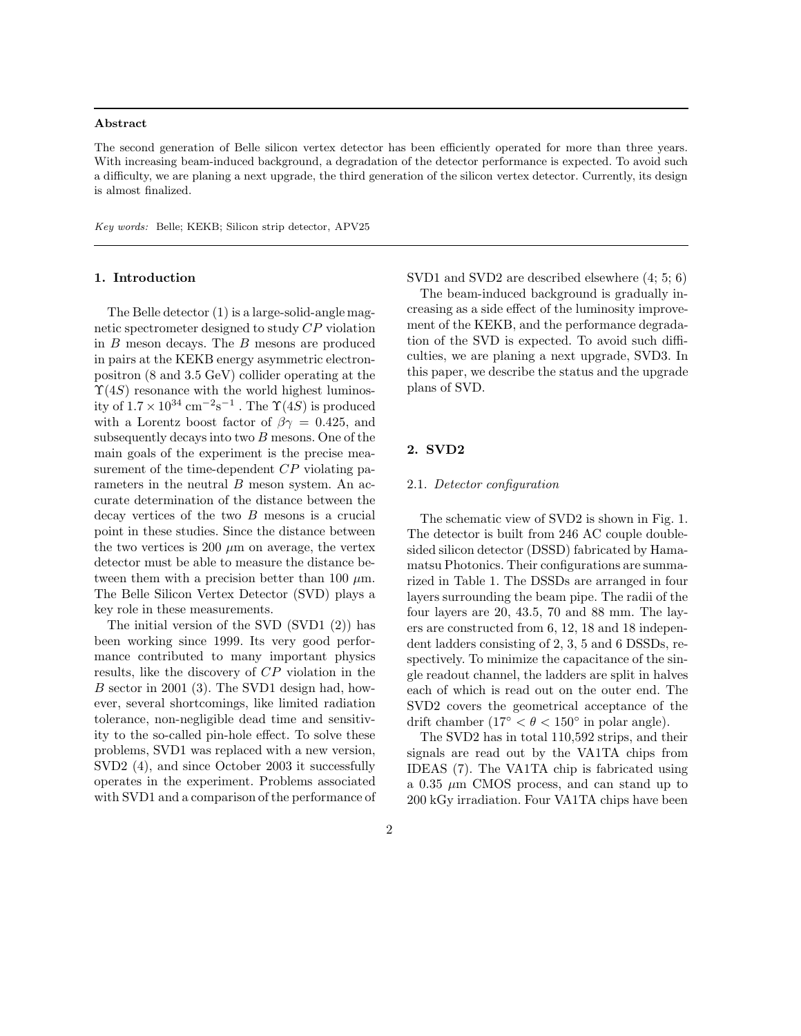**Abstract**

The second generation of Belle silicon vertex detector has been efficiently operated for more than three years. With increasing beam-induced background, a degradation of the detector performance is expected. To avoid such a difficulty, we are planing a next upgrade, the third generation of the silicon vertex detector. Currently, its design is almost finalized.

*Key words:* Belle; KEKB; Silicon strip detector, APV25

## 1. Introduction

The Belle detector (1) is a large-solid-angle magnetic spectrometer designed to study $CP$ violation in $B$ meson decays. The $B$ mesons are produced in pairs at the KEKB energy asymmetric electron-positron (8 and 3.5 GeV) collider operating at the $\Upsilon(4S)$ resonance with the world highest luminosity of $1.7 \times 10^{34}$ cm$^{-2}$s$^{-1}$ . The $\Upsilon(4S)$ is produced with a Lorentz boost factor of $\beta\gamma = 0.425$, and subsequently decays into two $B$ mesons. One of the main goals of the experiment is the precise measurement of the time-dependent $CP$ violating parameters in the neutral $B$ meson system. An accurate determination of the distance between the decay vertices of the two $B$ mesons is a crucial point in these studies. Since the distance between the two vertices is 200 $\mu$m on average, the vertex detector must be able to measure the distance between them with a precision better than 100 $\mu$m. The Belle Silicon Vertex Detector (SVD) plays a key role in these measurements.

The initial version of the SVD (SVD1 (2)) has been working since 1999. Its very good performance contributed to many important physics results, like the discovery of $CP$ violation in the $B$ sector in 2001 (3). The SVD1 design had, however, several shortcomings, like limited radiation tolerance, non-negligible dead time and sensitivity to the so-called pin-hole effect. To solve these problems, SVD1 was replaced with a new version, SVD2 (4), and since October 2003 it successfully operates in the experiment. Problems associated with SVD1 and a comparison of the performance of SVD1 and SVD2 are described elsewhere (4; 5; 6)

The beam-induced background is gradually increasing as a side effect of the luminosity improvement of the KEKB, and the performance degradation of the SVD is expected. To avoid such difficulties, we are planing a next upgrade, SVD3. In this paper, we describe the status and the upgrade plans of SVD.

## 2. SVD2

### 2.1. *Detector configuration*

The schematic view of SVD2 is shown in Fig. 1. The detector is built from 246 AC couple double-sided silicon detector (DSSD) fabricated by Hamamatsu Photonics. Their configurations are summarized in Table 1. The DSSDs are arranged in four layers surrounding the beam pipe. The radii of the four layers are 20, 43.5, 70 and 88 mm. The layers are constructed from 6, 12, 18 and 18 independent ladders consisting of 2, 3, 5 and 6 DSSDs, respectively. To minimize the capacitance of the single readout channel, the ladders are split in halves each of which is read out on the outer end. The SVD2 covers the geometrical acceptance of the drift chamber ($17^{\circ} < \theta < 150^{\circ}$ in polar angle).

The SVD2 has in total 110,592 strips, and their signals are read out by the VA1TA chips from IDEAS (7). The VA1TA chip is fabricated using a 0.35 $\mu$m CMOS process, and can stand up to 200 kGy irradiation. Four VA1TA chips have been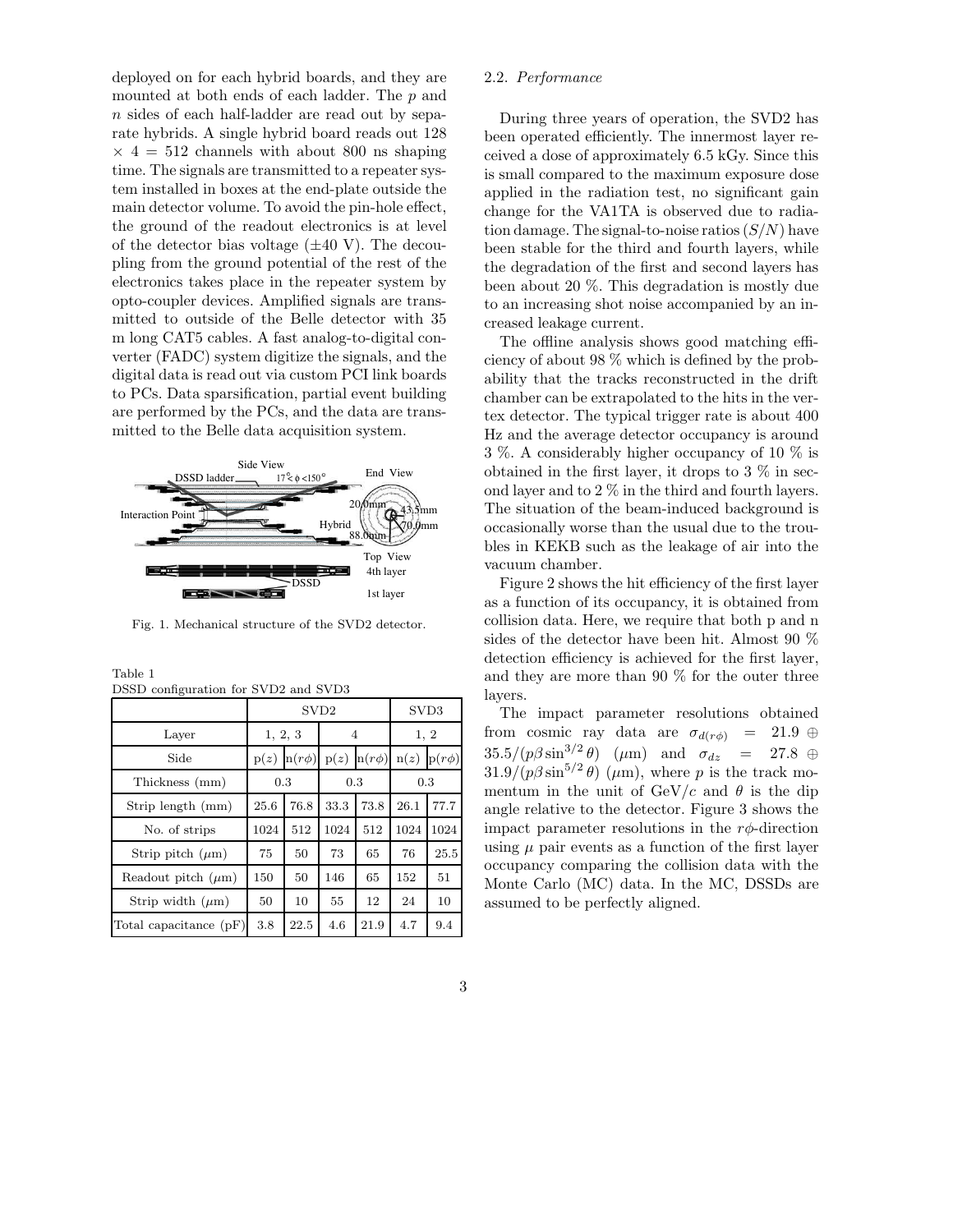deployed on for each hybrid boards, and they are mounted at both ends of each ladder. The $p$ and $n$ sides of each half-ladder are read out by separate hybrids. A single hybrid board reads out 128 $\times$ 4 = 512 channels with about 800 ns shaping time. The signals are transmitted to a repeater system installed in boxes at the end-plate outside the main detector volume. To avoid the pin-hole effect, the ground of the readout electronics is at level of the detector bias voltage ($\pm$40 V). The decoupling from the ground potential of the rest of the electronics takes place in the repeater system by opto-coupler devices. Amplified signals are transmitted to outside of the Belle detector with 35 m long CAT5 cables. A fast analog-to-digital converter (FADC) system digitize the signals, and the digital data is read out via custom PCI link boards to PCs. Data sparsification, partial event building are performed by the PCs, and the data are transmitted to the Belle data acquisition system.

Fig. 1. Mechanical structure of the SVD2 detector.

Table 1
DSSD configuration for SVD2 and SVD3

| | SVD2 | | | | SVD3 | |
|---|---|---|---|---|---|---|
| Layer | 1, 2, 3 | | 4 | | 1, 2 | |
| Side | p($z$) | n($r\phi$) | p($z$) | n($r\phi$) | n($z$) | p($r\phi$) |
| Thickness (mm) | 0.3 | | 0.3 | | 0.3 | |
| Strip length (mm) | 25.6 | 76.8 | 33.3 | 73.8 | 26.1 | 77.7 |
| No. of strips | 1024 | 512 | 1024 | 512 | 1024 | 1024 |
| Strip pitch ($\mu$m) | 75 | 50 | 73 | 65 | 76 | 25.5 |
| Readout pitch ($\mu$m) | 150 | 50 | 146 | 65 | 152 | 51 |
| Strip width ($\mu$m) | 50 | 10 | 55 | 12 | 24 | 10 |
| Total capacitance (pF) | 3.8 | 22.5 | 4.6 | 21.9 | 4.7 | 9.4 |

## 2.2. *Performance*

During three years of operation, the SVD2 has been operated efficiently. The innermost layer received a dose of approximately 6.5 kGy. Since this is small compared to the maximum exposure dose applied in the radiation test, no significant gain change for the VA1TA is observed due to radiation damage. The signal-to-noise ratios ($S/N$) have been stable for the third and fourth layers, while the degradation of the first and second layers has been about 20 %. This degradation is mostly due to an increasing shot noise accompanied by an increased leakage current.

The offline analysis shows good matching efficiency of about 98 % which is defined by the probability that the tracks reconstructed in the drift chamber can be extrapolated to the hits in the vertex detector. The typical trigger rate is about 400 Hz and the average detector occupancy is around 3 %. A considerably higher occupancy of 10 % is obtained in the first layer, it drops to 3 % in second layer and to 2 % in the third and fourth layers. The situation of the beam-induced background is occasionally worse than the usual due to the troubles in KEKB such as the leakage of air into the vacuum chamber.

Figure 2 shows the hit efficiency of the first layer as a function of its occupancy, it is obtained from collision data. Here, we require that both p and n sides of the detector have been hit. Almost 90 % detection efficiency is achieved for the first layer, and they are more than 90 % for the outer three layers.

The impact parameter resolutions obtained from cosmic ray data are $\sigma_{d(r\phi)} = 21.9 \oplus 35.5/(p\beta\sin^{3/2}\theta)$ ($\mu$m) and $\sigma_{dz} = 27.8 \oplus 31.9/(p\beta\sin^{5/2}\theta)$ ($\mu$m), where $p$ is the track momentum in the unit of GeV/$c$ and $\theta$ is the dip angle relative to the detector. Figure 3 shows the impact parameter resolutions in the $r\phi$-direction using $\mu$ pair events as a function of the first layer occupancy comparing the collision data with the Monte Carlo (MC) data. In the MC, DSSDs are assumed to be perfectly aligned.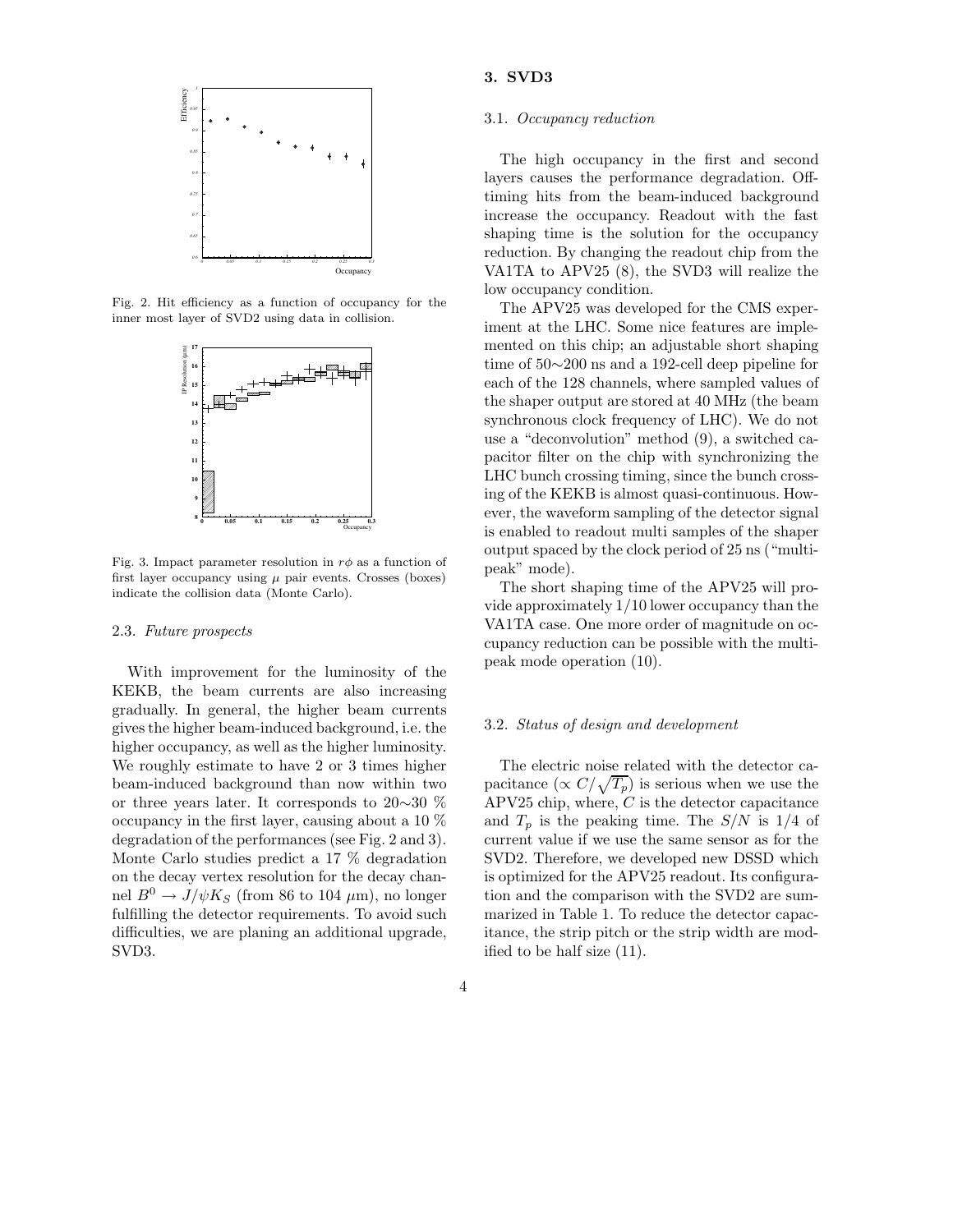Fig. 2. Hit efficiency as a function of occupancy for the inner most layer of SVD2 using data in collision.

Fig. 3. Impact parameter resolution in $r\phi$ as a function of first layer occupancy using $\mu$ pair events. Crosses (boxes) indicate the collision data (Monte Carlo).

### 2.3. *Future prospects*

With improvement for the luminosity of the KEKB, the beam currents are also increasing gradually. In general, the higher beam currents gives the higher beam-induced background, i.e. the higher occupancy, as well as the higher luminosity. We roughly estimate to have 2 or 3 times higher beam-induced background than now within two or three years later. It corresponds to 20∼30 % occupancy in the first layer, causing about a 10 % degradation of the performances (see Fig. 2 and 3). Monte Carlo studies predict a 17 % degradation on the decay vertex resolution for the decay channel $B^0 \to J/\psi K_S$ (from 86 to 104 $\mu$m), no longer fulfilling the detector requirements. To avoid such difficulties, we are planing an additional upgrade, SVD3.

## 3. SVD3

### 3.1. *Occupancy reduction*

The high occupancy in the first and second layers causes the performance degradation. Off-timing hits from the beam-induced background increase the occupancy. Readout with the fast shaping time is the solution for the occupancy reduction. By changing the readout chip from the VA1TA to APV25 (8), the SVD3 will realize the low occupancy condition.

The APV25 was developed for the CMS experiment at the LHC. Some nice features are implemented on this chip; an adjustable short shaping time of 50∼200 ns and a 192-cell deep pipeline for each of the 128 channels, where sampled values of the shaper output are stored at 40 MHz (the beam synchronous clock frequency of LHC). We do not use a "deconvolution" method (9), a switched capacitor filter on the chip with synchronizing the LHC bunch crossing timing, since the bunch crossing of the KEKB is almost quasi-continuous. However, the waveform sampling of the detector signal is enabled to readout multi samples of the shaper output spaced by the clock period of 25 ns ("multi-peak" mode).

The short shaping time of the APV25 will provide approximately 1/10 lower occupancy than the VA1TA case. One more order of magnitude on occupancy reduction can be possible with the multi-peak mode operation (10).

### 3.2. *Status of design and development*

The electric noise related with the detector capacitance ($\propto C/\sqrt{T_p}$) is serious when we use the APV25 chip, where, $C$ is the detector capacitance and $T_p$ is the peaking time. The $S/N$ is 1/4 of current value if we use the same sensor as for the SVD2. Therefore, we developed new DSSD which is optimized for the APV25 readout. Its configuration and the comparison with the SVD2 are summarized in Table 1. To reduce the detector capacitance, the strip pitch or the strip width are modified to be half size (11).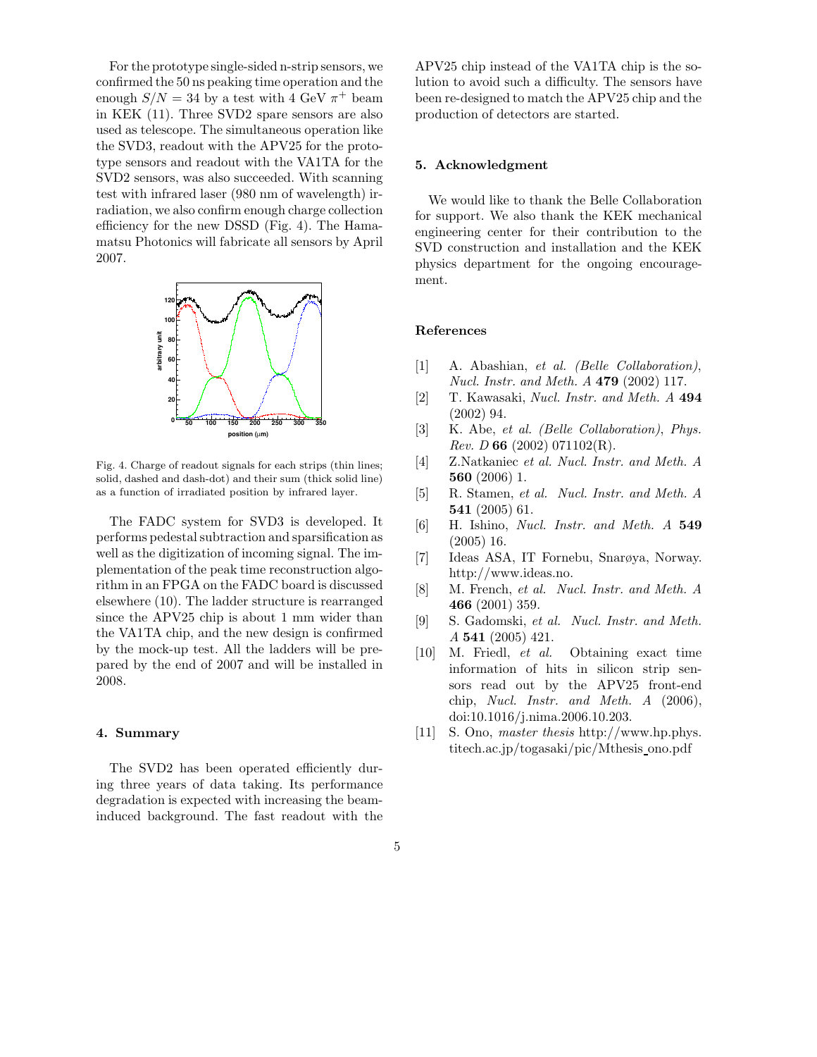For the prototype single-sided n-strip sensors, we confirmed the 50 ns peaking time operation and the enough $S/N = 34$ by a test with 4 GeV $\pi^+$ beam in KEK (11). Three SVD2 spare sensors are also used as telescope. The simultaneous operation like the SVD3, readout with the APV25 for the prototype sensors and readout with the VA1TA for the SVD2 sensors, was also succeeded. With scanning test with infrared laser (980 nm of wavelength) irradiation, we also confirm enough charge collection efficiency for the new DSSD (Fig. 4). The Hamamatsu Photonics will fabricate all sensors by April 2007.

arbitrary unit
0
20
40
60
80
100
120
50
100
150
200
250
300
350
position (μm)

Fig. 4. Charge of readout signals for each strips (thin lines; solid, dashed and dash-dot) and their sum (thick solid line) as a function of irradiated position by infrared layer.

The FADC system for SVD3 is developed. It performs pedestal subtraction and sparsification as well as the digitization of incoming signal. The implementation of the peak time reconstruction algorithm in an FPGA on the FADC board is discussed elsewhere (10). The ladder structure is rearranged since the APV25 chip is about 1 mm wider than the VA1TA chip, and the new design is confirmed by the mock-up test. All the ladders will be prepared by the end of 2007 and will be installed in 2008.

## 4. Summary

The SVD2 has been operated efficiently during three years of data taking. Its performance degradation is expected with increasing the beam-induced background. The fast readout with the APV25 chip instead of the VA1TA chip is the solution to avoid such a difficulty. The sensors have been re-designed to match the APV25 chip and the production of detectors are started.

## 5. Acknowledgment

We would like to thank the Belle Collaboration for support. We also thank the KEK mechanical engineering center for their contribution to the SVD construction and installation and the KEK physics department for the ongoing encouragement.

## References

[1] A. Abashian, *et al. (Belle Collaboration)*, *Nucl. Instr. and Meth. A* **479** (2002) 117.

[2] T. Kawasaki, *Nucl. Instr. and Meth. A* **494** (2002) 94.

[3] K. Abe, *et al. (Belle Collaboration)*, *Phys. Rev. D* **66** (2002) 071102(R).

[4] Z.Natkaniec *et al. Nucl. Instr. and Meth. A* **560** (2006) 1.

[5] R. Stamen, *et al. Nucl. Instr. and Meth. A* **541** (2005) 61.

[6] H. Ishino, *Nucl. Instr. and Meth. A* **549** (2005) 16.

[7] Ideas ASA, IT Fornebu, Snarøya, Norway. http://www.ideas.no.

[8] M. French, *et al. Nucl. Instr. and Meth. A* **466** (2001) 359.

[9] S. Gadomski, *et al. Nucl. Instr. and Meth. A* **541** (2005) 421.

[10] M. Friedl, *et al.* Obtaining exact time information of hits in silicon strip sensors read out by the APV25 front-end chip, *Nucl. Instr. and Meth. A* (2006), doi:10.1016/j.nima.2006.10.203.

[11] S. Ono, *master thesis* http://www.hp.phys.titech.ac.jp/togasaki/pic/Mthesis_ono.pdf